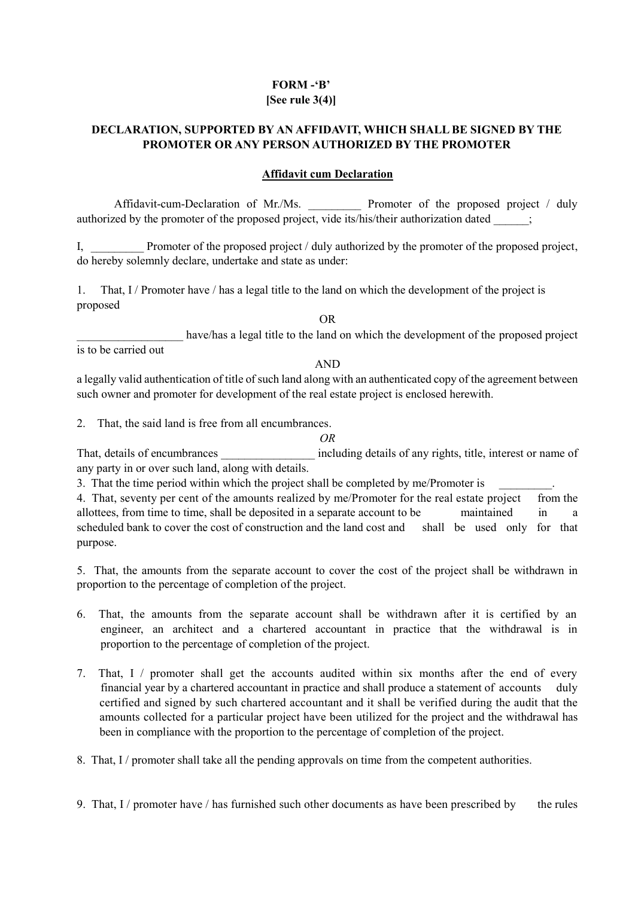**FORM -'B'**
**[See rule 3(4)]**

**DECLARATION, SUPPORTED BY AN AFFIDAVIT, WHICH SHALL BE SIGNED BY THE PROMOTER OR ANY PERSON AUTHORIZED BY THE PROMOTER**

**Affidavit cum Declaration**

Affidavit-cum-Declaration of Mr./Ms. _________ Promoter of the proposed project / duly authorized by the promoter of the proposed project, vide its/his/their authorization dated ______;

I, _________ Promoter of the proposed project / duly authorized by the promoter of the proposed project, do hereby solemnly declare, undertake and state as under:

1. That, I / Promoter have / has a legal title to the land on which the development of the project is proposed

OR

__________________ have/has a legal title to the land on which the development of the proposed project is to be carried out

AND

a legally valid authentication of title of such land along with an authenticated copy of the agreement between such owner and promoter for development of the real estate project is enclosed herewith.

2. That, the said land is free from all encumbrances.

*OR*

That, details of encumbrances ________________ including details of any rights, title, interest or name of any party in or over such land, along with details.

3. That the time period within which the project shall be completed by me/Promoter is _________.

4. That, seventy per cent of the amounts realized by me/Promoter for the real estate project from the allottees, from time to time, shall be deposited in a separate account to be maintained in a scheduled bank to cover the cost of construction and the land cost and shall be used only for that purpose.

5. That, the amounts from the separate account to cover the cost of the project shall be withdrawn in proportion to the percentage of completion of the project.

6. That, the amounts from the separate account shall be withdrawn after it is certified by an engineer, an architect and a chartered accountant in practice that the withdrawal is in proportion to the percentage of completion of the project.

7. That, I / promoter shall get the accounts audited within six months after the end of every financial year by a chartered accountant in practice and shall produce a statement of accounts duly certified and signed by such chartered accountant and it shall be verified during the audit that the amounts collected for a particular project have been utilized for the project and the withdrawal has been in compliance with the proportion to the percentage of completion of the project.

8. That, I / promoter shall take all the pending approvals on time from the competent authorities.

9. That, I / promoter have / has furnished such other documents as have been prescribed by the rules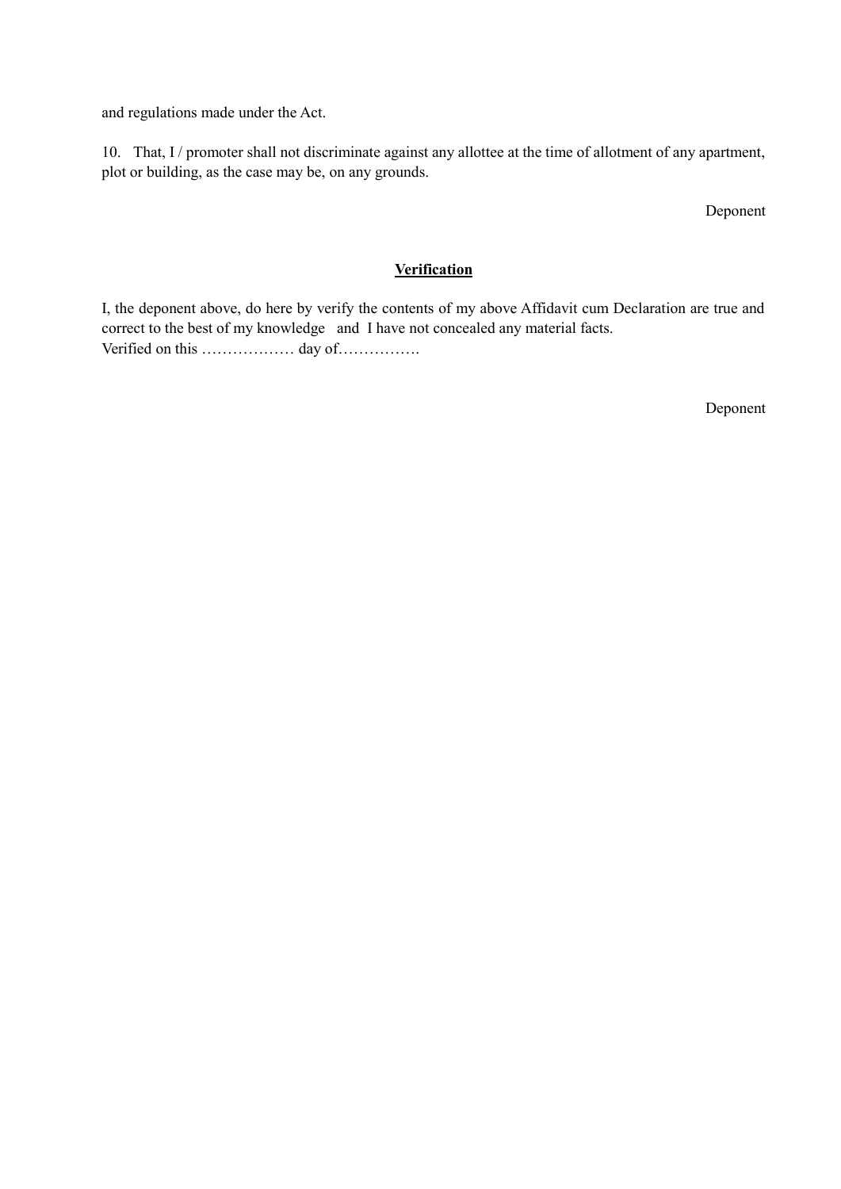and regulations made under the Act.

10. That, I / promoter shall not discriminate against any allottee at the time of allotment of any apartment, plot or building, as the case may be, on any grounds.

Deponent

## **Verification**

I, the deponent above, do here by verify the contents of my above Affidavit cum Declaration are true and correct to the best of my knowledge and I have not concealed any material facts.
Verified on this ……………… day of…………….

Deponent